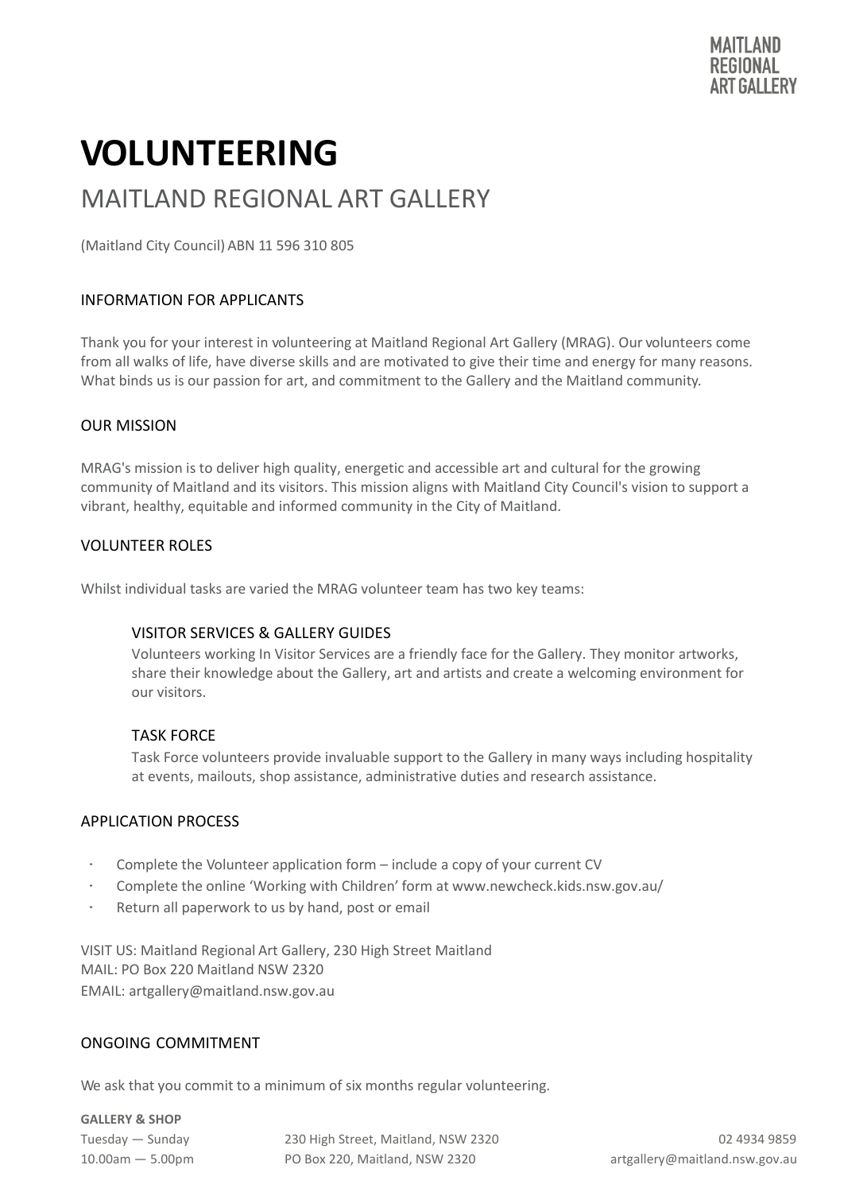# VOLUNTEERING

## MAITLAND REGIONAL ART GALLERY

(Maitland City Council) ABN 11 596 310 805

### INFORMATION FOR APPLICANTS

Thank you for your interest in volunteering at Maitland Regional Art Gallery (MRAG). Our volunteers come from all walks of life, have diverse skills and are motivated to give their time and energy for many reasons. What binds us is our passion for art, and commitment to the Gallery and the Maitland community.

### OUR MISSION

MRAG's mission is to deliver high quality, energetic and accessible art and cultural for the growing community of Maitland and its visitors. This mission aligns with Maitland City Council's vision to support a vibrant, healthy, equitable and informed community in the City of Maitland.

### VOLUNTEER ROLES

Whilst individual tasks are varied the MRAG volunteer team has two key teams:

#### VISITOR SERVICES & GALLERY GUIDES

Volunteers working In Visitor Services are a friendly face for the Gallery. They monitor artworks, share their knowledge about the Gallery, art and artists and create a welcoming environment for our visitors.

#### TASK FORCE

Task Force volunteers provide invaluable support to the Gallery in many ways including hospitality at events, mailouts, shop assistance, administrative duties and research assistance.

### APPLICATION PROCESS

- Complete the Volunteer application form – include a copy of your current CV
- Complete the online 'Working with Children' form at www.newcheck.kids.nsw.gov.au/
- Return all paperwork to us by hand, post or email

VISIT US: Maitland Regional Art Gallery, 230 High Street Maitland
MAIL: PO Box 220 Maitland NSW 2320
EMAIL: artgallery@maitland.nsw.gov.au

### ONGOING COMMITMENT

We ask that you commit to a minimum of six months regular volunteering.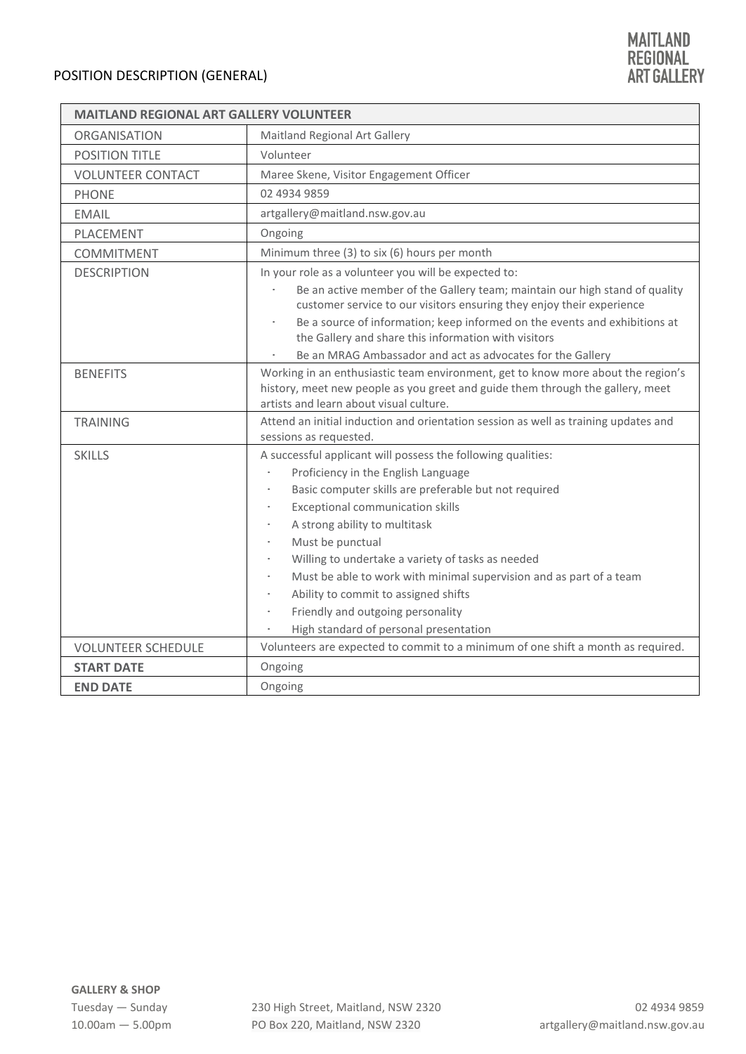POSITION DESCRIPTION (GENERAL)

MAITLAND REGIONAL ART GALLERY

| MAITLAND REGIONAL ART GALLERY VOLUNTEER | |
|---|---|
| ORGANISATION | Maitland Regional Art Gallery |
| POSITION TITLE | Volunteer |
| VOLUNTEER CONTACT | Maree Skene, Visitor Engagement Officer |
| PHONE | 02 4934 9859 |
| EMAIL | artgallery@maitland.nsw.gov.au |
| PLACEMENT | Ongoing |
| COMMITMENT | Minimum three (3) to six (6) hours per month |
| DESCRIPTION | In your role as a volunteer you will be expected to:<br>· Be an active member of the Gallery team; maintain our high stand of quality customer service to our visitors ensuring they enjoy their experience<br>· Be a source of information; keep informed on the events and exhibitions at the Gallery and share this information with visitors<br>· Be an MRAG Ambassador and act as advocates for the Gallery |
| BENEFITS | Working in an enthusiastic team environment, get to know more about the region's history, meet new people as you greet and guide them through the gallery, meet artists and learn about visual culture. |
| TRAINING | Attend an initial induction and orientation session as well as training updates and sessions as requested. |
| SKILLS | A successful applicant will possess the following qualities:<br>· Proficiency in the English Language<br>· Basic computer skills are preferable but not required<br>· Exceptional communication skills<br>· A strong ability to multitask<br>· Must be punctual<br>· Willing to undertake a variety of tasks as needed<br>· Must be able to work with minimal supervision and as part of a team<br>· Ability to commit to assigned shifts<br>· Friendly and outgoing personality<br>· High standard of personal presentation |
| VOLUNTEER SCHEDULE | Volunteers are expected to commit to a minimum of one shift a month as required. |
| **START DATE** | Ongoing |
| **END DATE** | Ongoing |

**GALLERY & SHOP**
Tuesday — Sunday
10.00am — 5.00pm

230 High Street, Maitland, NSW 2320
PO Box 220, Maitland, NSW 2320

02 4934 9859
artgallery@maitland.nsw.gov.au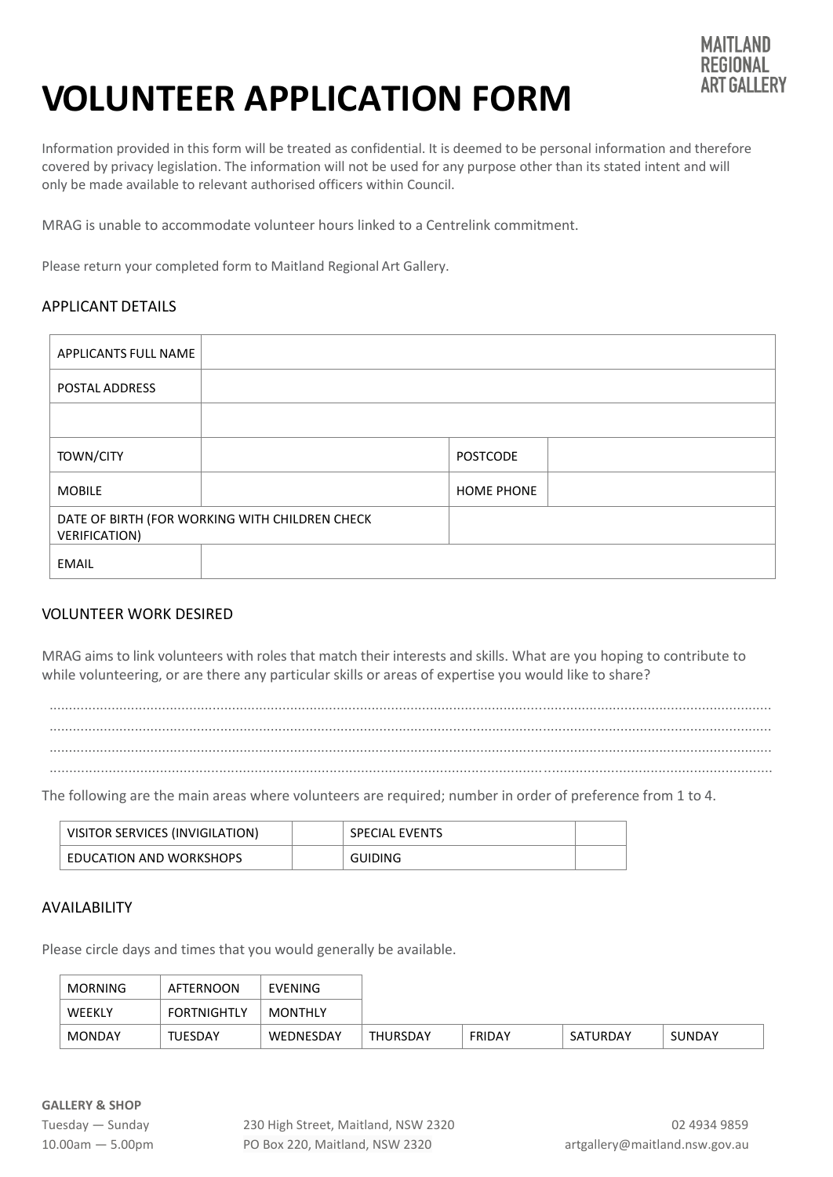MAITLAND REGIONAL ART GALLERY

# VOLUNTEER APPLICATION FORM

Information provided in this form will be treated as confidential. It is deemed to be personal information and therefore covered by privacy legislation. The information will not be used for any purpose other than its stated intent and will only be made available to relevant authorised officers within Council.

MRAG is unable to accommodate volunteer hours linked to a Centrelink commitment.

Please return your completed form to Maitland Regional Art Gallery.

## APPLICANT DETAILS

| | | | |
|---|---|---|---|
| APPLICANTS FULL NAME | | | |
| POSTAL ADDRESS | | | |
| | | | |
| TOWN/CITY | | POSTCODE | |
| MOBILE | | HOME PHONE | |
| DATE OF BIRTH (FOR WORKING WITH CHILDREN CHECK VERIFICATION) | | | |
| EMAIL | | | |

## VOLUNTEER WORK DESIRED

MRAG aims to link volunteers with roles that match their interests and skills. What are you hoping to contribute to while volunteering, or are there any particular skills or areas of expertise you would like to share?

..............................................................................................................................................................................................

..............................................................................................................................................................................................

..............................................................................................................................................................................................

..............................................................................................................................................................................................

The following are the main areas where volunteers are required; number in order of preference from 1 to 4.

| | | | |
|---|---|---|---|
| VISITOR SERVICES (INVIGILATION) | | SPECIAL EVENTS | |
| EDUCATION AND WORKSHOPS | | GUIDING | |

## AVAILABILITY

Please circle days and times that you would generally be available.

| | | | | | | |
|---|---|---|---|---|---|---|
| MORNING | AFTERNOON | EVENING | | | | |
| WEEKLY | FORTNIGHTLY | MONTHLY | | | | |
| MONDAY | TUESDAY | WEDNESDAY | THURSDAY | FRIDAY | SATURDAY | SUNDAY |

**GALLERY & SHOP**
Tuesday — Sunday
10.00am — 5.00pm

230 High Street, Maitland, NSW 2320
PO Box 220, Maitland, NSW 2320

02 4934 9859
artgallery@maitland.nsw.gov.au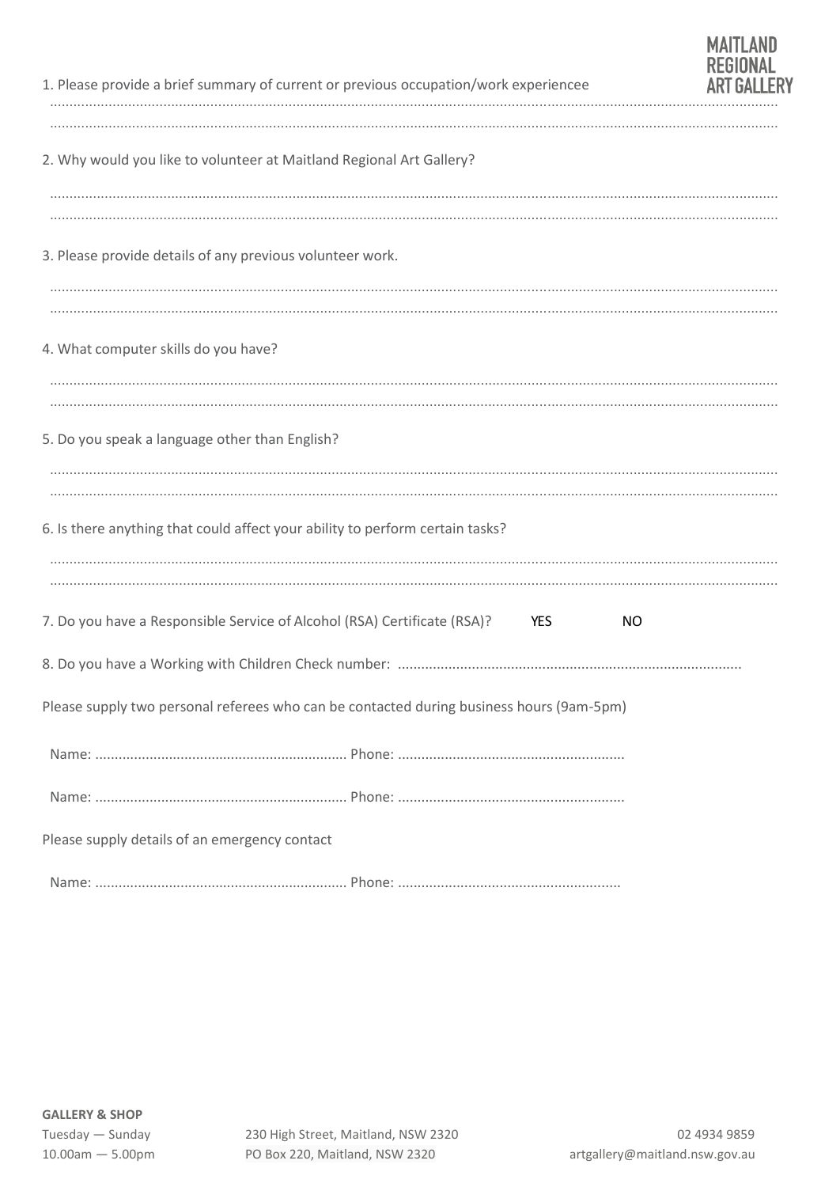1. Please provide a brief summary of current or previous occupation/work experiencee

..........................................................................................................................................................................................

..........................................................................................................................................................................................

2. Why would you like to volunteer at Maitland Regional Art Gallery?

..........................................................................................................................................................................................

..........................................................................................................................................................................................

3. Please provide details of any previous volunteer work.

..........................................................................................................................................................................................

..........................................................................................................................................................................................

4. What computer skills do you have?

..........................................................................................................................................................................................

..........................................................................................................................................................................................

5. Do you speak a language other than English?

..........................................................................................................................................................................................

..........................................................................................................................................................................................

6. Is there anything that could affect your ability to perform certain tasks?

..........................................................................................................................................................................................

..........................................................................................................................................................................................

7. Do you have a Responsible Service of Alcohol (RSA) Certificate (RSA)? YES NO

8. Do you have a Working with Children Check number: .......................................................................................

Please supply two personal referees who can be contacted during business hours (9am-5pm)

Name: ................................................................ Phone: .........................................................

Name: ................................................................ Phone: .........................................................

Please supply details of an emergency contact

Name: ................................................................ Phone: ........................................................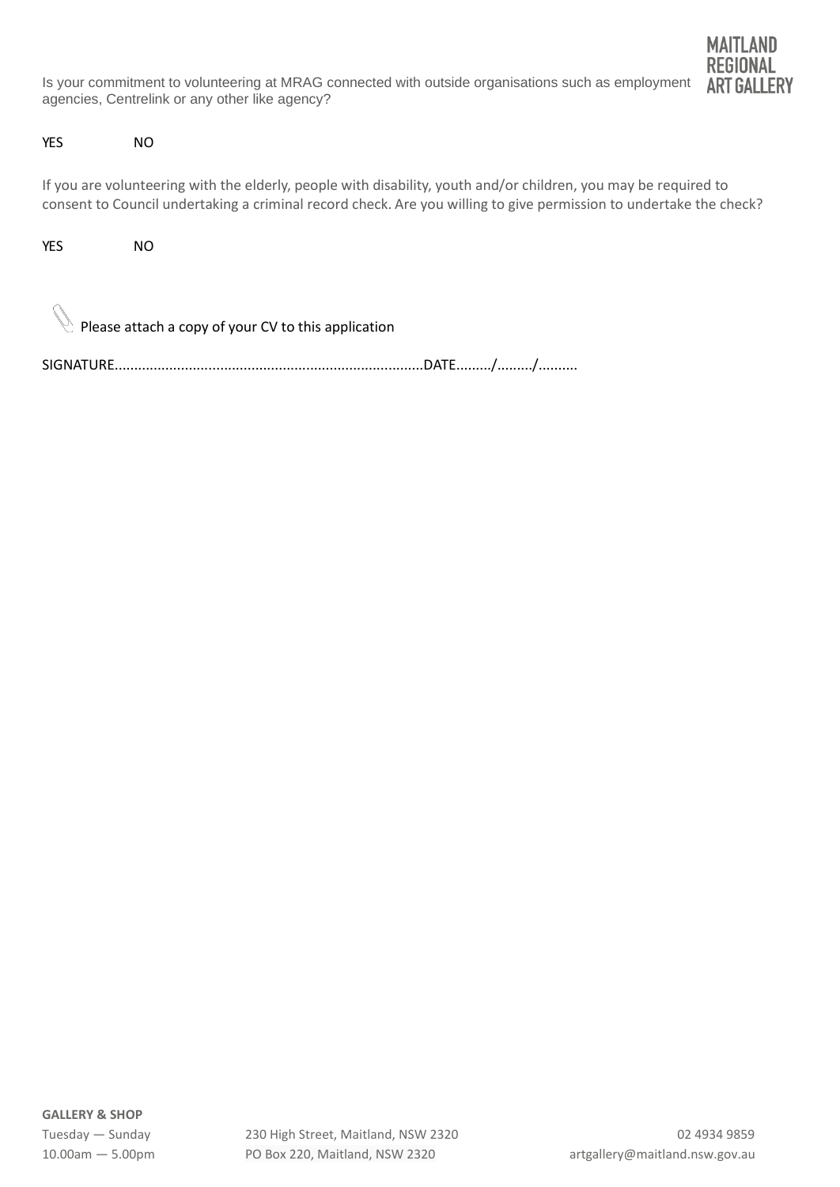Is your commitment to volunteering at MRAG connected with outside organisations such as employment agencies, Centrelink or any other like agency?

YES NO

If you are volunteering with the elderly, people with disability, youth and/or children, you may be required to consent to Council undertaking a criminal record check. Are you willing to give permission to undertake the check?

YES NO

Please attach a copy of your CV to this application

SIGNATURE..............................................................................DATE........./........./..........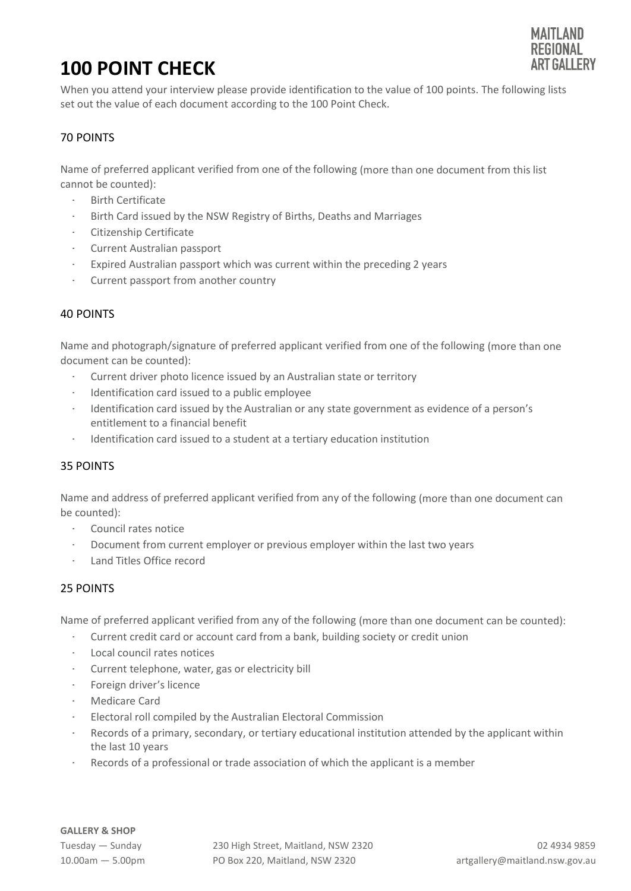MAITLAND REGIONAL ART GALLERY

# 100 POINT CHECK

When you attend your interview please provide identification to the value of 100 points. The following lists set out the value of each document according to the 100 Point Check.

## 70 POINTS

Name of preferred applicant verified from one of the following (more than one document from this list cannot be counted):

- Birth Certificate
- Birth Card issued by the NSW Registry of Births, Deaths and Marriages
- Citizenship Certificate
- Current Australian passport
- Expired Australian passport which was current within the preceding 2 years
- Current passport from another country

## 40 POINTS

Name and photograph/signature of preferred applicant verified from one of the following (more than one document can be counted):

- Current driver photo licence issued by an Australian state or territory
- Identification card issued to a public employee
- Identification card issued by the Australian or any state government as evidence of a person's entitlement to a financial benefit
- Identification card issued to a student at a tertiary education institution

## 35 POINTS

Name and address of preferred applicant verified from any of the following (more than one document can be counted):

- Council rates notice
- Document from current employer or previous employer within the last two years
- Land Titles Office record

## 25 POINTS

Name of preferred applicant verified from any of the following (more than one document can be counted):

- Current credit card or account card from a bank, building society or credit union
- Local council rates notices
- Current telephone, water, gas or electricity bill
- Foreign driver's licence
- Medicare Card
- Electoral roll compiled by the Australian Electoral Commission
- Records of a primary, secondary, or tertiary educational institution attended by the applicant within the last 10 years
- Records of a professional or trade association of which the applicant is a member

**GALLERY & SHOP**
Tuesday — Sunday
10.00am — 5.00pm

230 High Street, Maitland, NSW 2320
PO Box 220, Maitland, NSW 2320

02 4934 9859
artgallery@maitland.nsw.gov.au